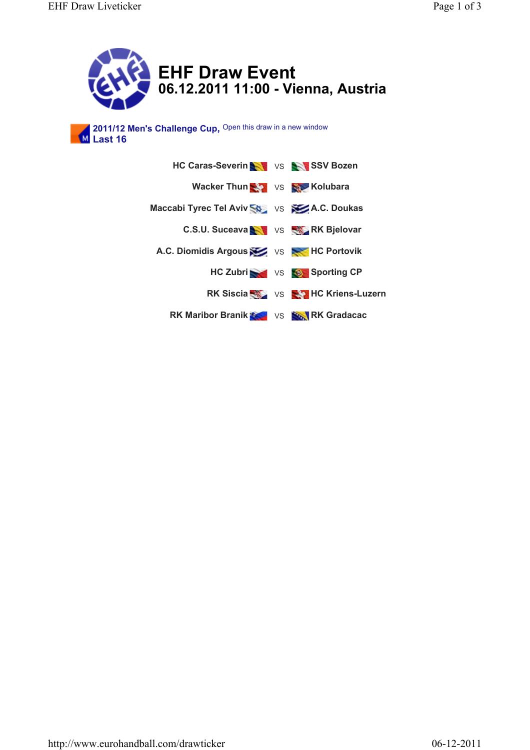# EHF Draw Event

## 06.12.2011 11:00 - Vienna, Austria

**2011/12 Men's Challenge Cup,** Open this draw in a new window
**Last 16**

| | | |
|---|---|---|
| HC Caras-Severin | vs | SSV Bozen |
| Wacker Thun | vs | Kolubara |
| Maccabi Tyrec Tel Aviv | vs | A.C. Doukas |
| C.S.U. Suceava | vs | RK Bjelovar |
| A.C. Diomidis Argous | vs | HC Portovik |
| HC Zubri | vs | Sporting CP |
| RK Siscia | vs | HC Kriens-Luzern |
| RK Maribor Branik | vs | RK Gradacac |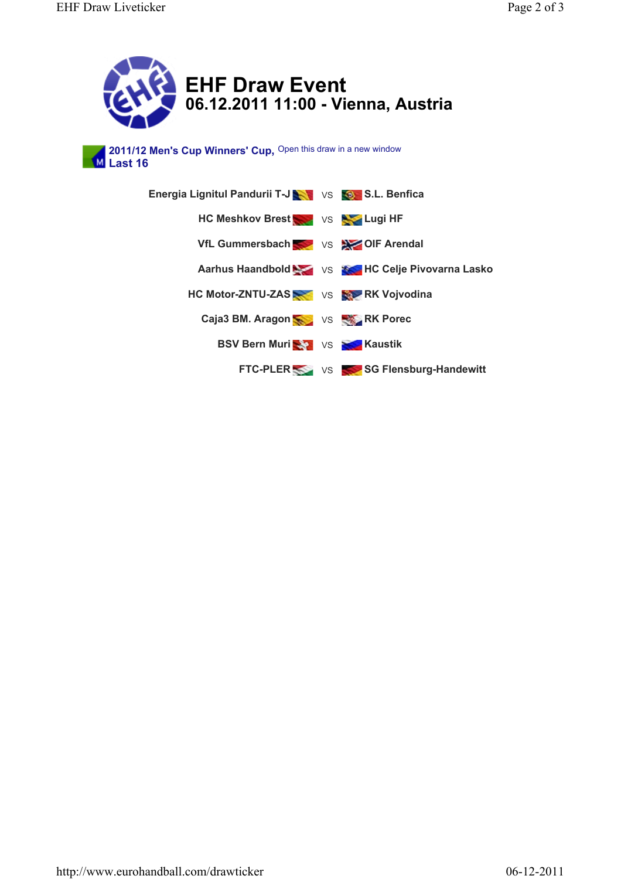# EHF Draw Event

## 06.12.2011 11:00 - Vienna, Austria

**2011/12 Men's Cup Winners' Cup,** Open this draw in a new window
**Last 16**

| | | |
|---:|:---:|:---|
| Energia Lignitul Pandurii T-J | vs | S.L. Benfica |
| HC Meshkov Brest | vs | Lugi HF |
| VfL Gummersbach | vs | OIF Arendal |
| Aarhus Haandbold | vs | HC Celje Pivovarna Lasko |
| HC Motor-ZNTU-ZAS | vs | RK Vojvodina |
| Caja3 BM. Aragon | vs | RK Porec |
| BSV Bern Muri | vs | Kaustik |
| FTC-PLER | vs | SG Flensburg-Handewitt |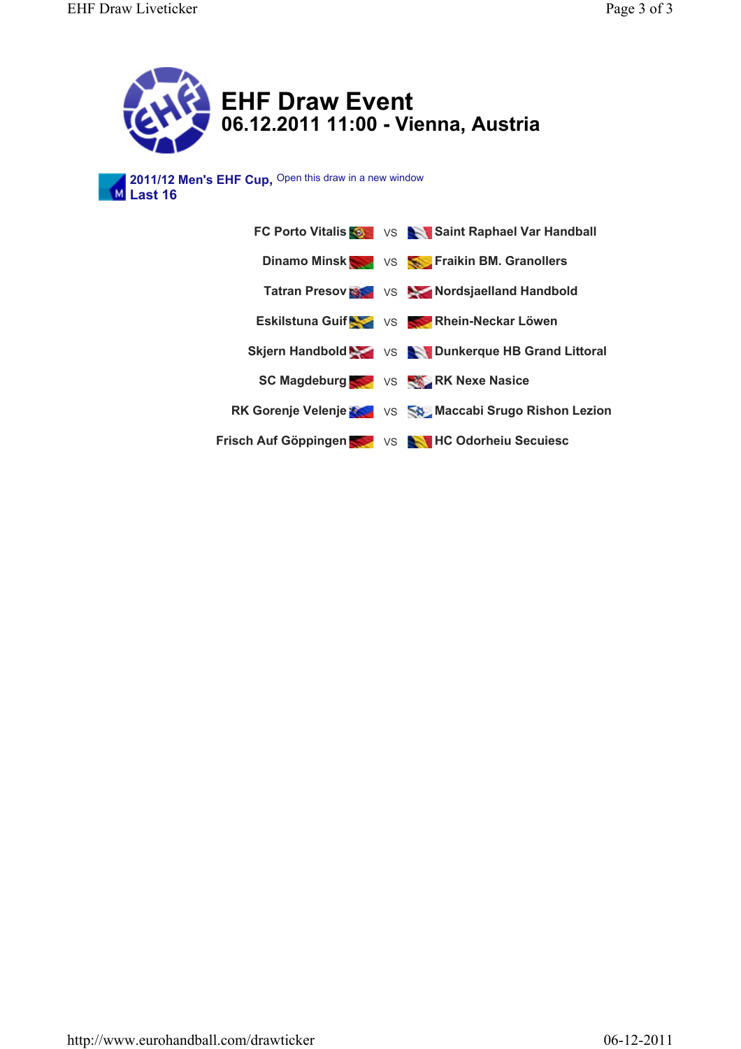# EHF Draw Event

## 06.12.2011 11:00 - Vienna, Austria

**2011/12 Men's EHF Cup,** Open this draw in a new window
**Last 16**

| | | |
|---|---|---|
| FC Porto Vitalis | VS | Saint Raphael Var Handball |
| Dinamo Minsk | VS | Fraikin BM. Granollers |
| Tatran Presov | VS | Nordsjaelland Handbold |
| Eskilstuna Guif | VS | Rhein-Neckar Löwen |
| Skjern Handbold | VS | Dunkerque HB Grand Littoral |
| SC Magdeburg | VS | RK Nexe Nasice |
| RK Gorenje Velenje | VS | Maccabi Srugo Rishon Lezion |
| Frisch Auf Göppingen | VS | HC Odorheiu Secuiesc |